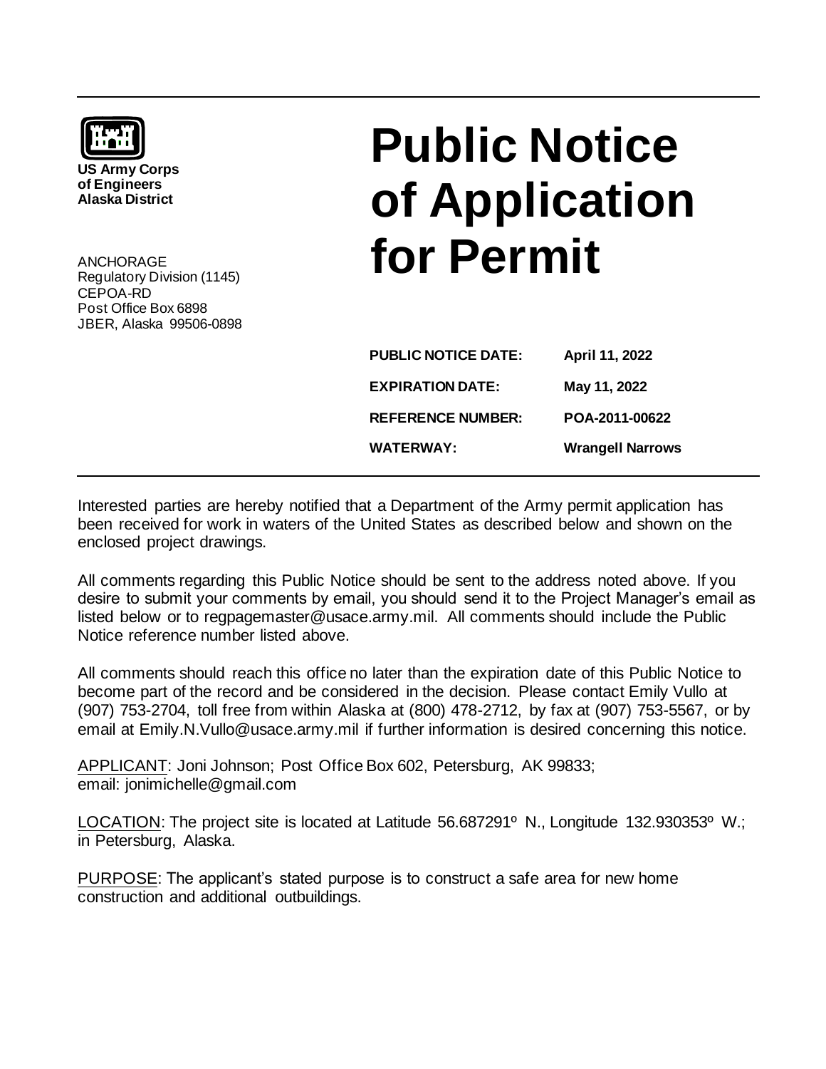**US Army Corps of Engineers**
**Alaska District**

ANCHORAGE
Regulatory Division (1145)
CEPOA-RD
Post Office Box 6898
JBER, Alaska 99506-0898

# Public Notice of Application for Permit

| | |
|---|---|
| **PUBLIC NOTICE DATE:** | **April 11, 2022** |
| **EXPIRATION DATE:** | **May 11, 2022** |
| **REFERENCE NUMBER:** | **POA-2011-00622** |
| **WATERWAY:** | **Wrangell Narrows** |

Interested parties are hereby notified that a Department of the Army permit application has been received for work in waters of the United States as described below and shown on the enclosed project drawings.

All comments regarding this Public Notice should be sent to the address noted above. If you desire to submit your comments by email, you should send it to the Project Manager's email as listed below or to regpagemaster@usace.army.mil. All comments should include the Public Notice reference number listed above.

All comments should reach this office no later than the expiration date of this Public Notice to become part of the record and be considered in the decision. Please contact Emily Vullo at (907) 753-2704, toll free from within Alaska at (800) 478-2712, by fax at (907) 753-5567, or by email at Emily.N.Vullo@usace.army.mil if further information is desired concerning this notice.

APPLICANT: Joni Johnson; Post Office Box 602, Petersburg, AK 99833; email: jonimichelle@gmail.com

LOCATION: The project site is located at Latitude 56.687291º N., Longitude 132.930353º W.; in Petersburg, Alaska.

PURPOSE: The applicant's stated purpose is to construct a safe area for new home construction and additional outbuildings.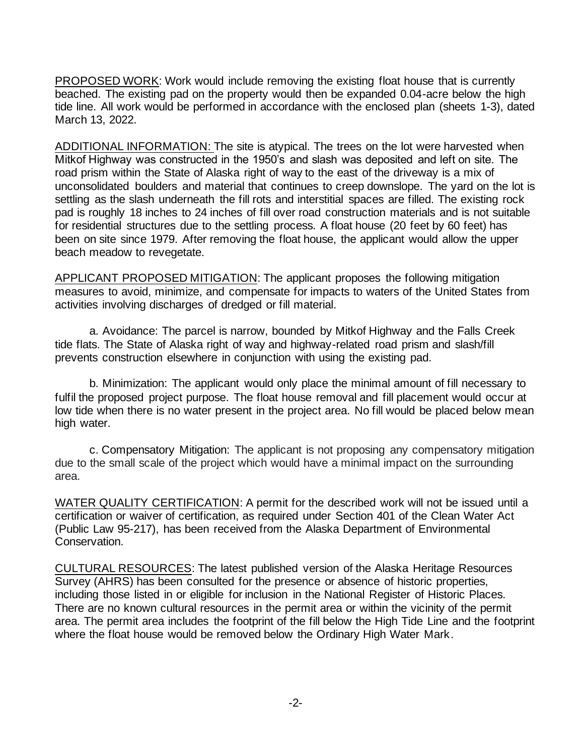PROPOSED WORK: Work would include removing the existing float house that is currently beached. The existing pad on the property would then be expanded 0.04-acre below the high tide line. All work would be performed in accordance with the enclosed plan (sheets 1-3), dated March 13, 2022.

ADDITIONAL INFORMATION: The site is atypical. The trees on the lot were harvested when Mitkof Highway was constructed in the 1950's and slash was deposited and left on site. The road prism within the State of Alaska right of way to the east of the driveway is a mix of unconsolidated boulders and material that continues to creep downslope. The yard on the lot is settling as the slash underneath the fill rots and interstitial spaces are filled. The existing rock pad is roughly 18 inches to 24 inches of fill over road construction materials and is not suitable for residential structures due to the settling process. A float house (20 feet by 60 feet) has been on site since 1979. After removing the float house, the applicant would allow the upper beach meadow to revegetate.

APPLICANT PROPOSED MITIGATION: The applicant proposes the following mitigation measures to avoid, minimize, and compensate for impacts to waters of the United States from activities involving discharges of dredged or fill material.

a. Avoidance: The parcel is narrow, bounded by Mitkof Highway and the Falls Creek tide flats. The State of Alaska right of way and highway-related road prism and slash/fill prevents construction elsewhere in conjunction with using the existing pad.

b. Minimization: The applicant would only place the minimal amount of fill necessary to fulfil the proposed project purpose. The float house removal and fill placement would occur at low tide when there is no water present in the project area. No fill would be placed below mean high water.

c. Compensatory Mitigation: The applicant is not proposing any compensatory mitigation due to the small scale of the project which would have a minimal impact on the surrounding area.

WATER QUALITY CERTIFICATION: A permit for the described work will not be issued until a certification or waiver of certification, as required under Section 401 of the Clean Water Act (Public Law 95-217), has been received from the Alaska Department of Environmental Conservation.

CULTURAL RESOURCES: The latest published version of the Alaska Heritage Resources Survey (AHRS) has been consulted for the presence or absence of historic properties, including those listed in or eligible for inclusion in the National Register of Historic Places. There are no known cultural resources in the permit area or within the vicinity of the permit area. The permit area includes the footprint of the fill below the High Tide Line and the footprint where the float house would be removed below the Ordinary High Water Mark.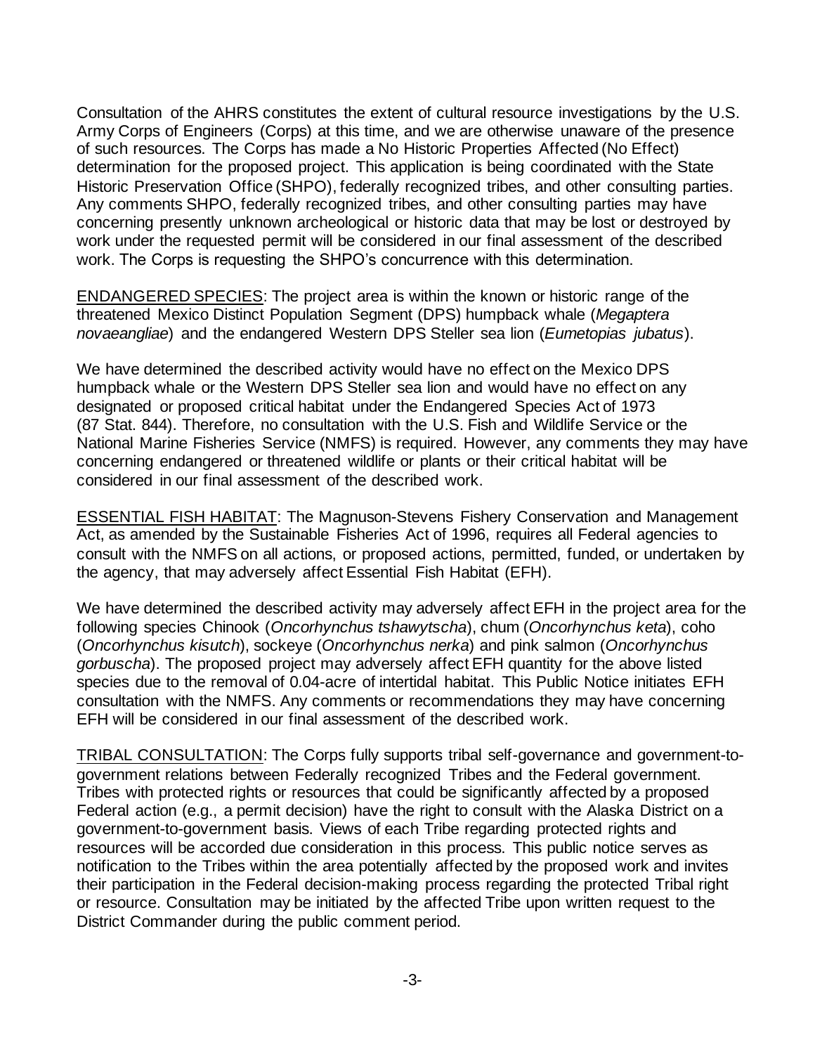Consultation of the AHRS constitutes the extent of cultural resource investigations by the U.S. Army Corps of Engineers (Corps) at this time, and we are otherwise unaware of the presence of such resources. The Corps has made a No Historic Properties Affected (No Effect) determination for the proposed project. This application is being coordinated with the State Historic Preservation Office (SHPO), federally recognized tribes, and other consulting parties. Any comments SHPO, federally recognized tribes, and other consulting parties may have concerning presently unknown archeological or historic data that may be lost or destroyed by work under the requested permit will be considered in our final assessment of the described work. The Corps is requesting the SHPO's concurrence with this determination.

ENDANGERED SPECIES: The project area is within the known or historic range of the threatened Mexico Distinct Population Segment (DPS) humpback whale (*Megaptera novaeangliae*) and the endangered Western DPS Steller sea lion (*Eumetopias jubatus*).

We have determined the described activity would have no effect on the Mexico DPS humpback whale or the Western DPS Steller sea lion and would have no effect on any designated or proposed critical habitat under the Endangered Species Act of 1973 (87 Stat. 844). Therefore, no consultation with the U.S. Fish and Wildlife Service or the National Marine Fisheries Service (NMFS) is required. However, any comments they may have concerning endangered or threatened wildlife or plants or their critical habitat will be considered in our final assessment of the described work.

ESSENTIAL FISH HABITAT: The Magnuson-Stevens Fishery Conservation and Management Act, as amended by the Sustainable Fisheries Act of 1996, requires all Federal agencies to consult with the NMFS on all actions, or proposed actions, permitted, funded, or undertaken by the agency, that may adversely affect Essential Fish Habitat (EFH).

We have determined the described activity may adversely affect EFH in the project area for the following species Chinook (*Oncorhynchus tshawytscha*), chum (*Oncorhynchus keta*), coho (*Oncorhynchus kisutch*), sockeye (*Oncorhynchus nerka*) and pink salmon (*Oncorhynchus gorbuscha*). The proposed project may adversely affect EFH quantity for the above listed species due to the removal of 0.04-acre of intertidal habitat. This Public Notice initiates EFH consultation with the NMFS. Any comments or recommendations they may have concerning EFH will be considered in our final assessment of the described work.

TRIBAL CONSULTATION: The Corps fully supports tribal self-governance and government-to-government relations between Federally recognized Tribes and the Federal government. Tribes with protected rights or resources that could be significantly affected by a proposed Federal action (e.g., a permit decision) have the right to consult with the Alaska District on a government-to-government basis. Views of each Tribe regarding protected rights and resources will be accorded due consideration in this process. This public notice serves as notification to the Tribes within the area potentially affected by the proposed work and invites their participation in the Federal decision-making process regarding the protected Tribal right or resource. Consultation may be initiated by the affected Tribe upon written request to the District Commander during the public comment period.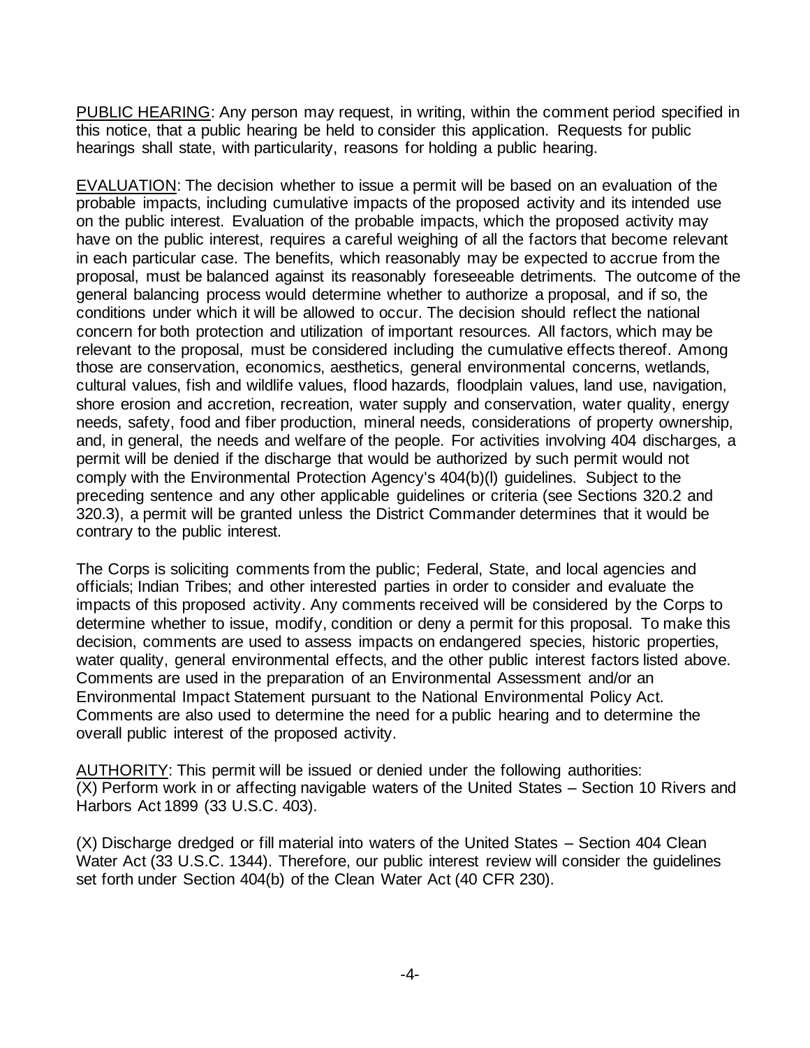PUBLIC HEARING: Any person may request, in writing, within the comment period specified in this notice, that a public hearing be held to consider this application. Requests for public hearings shall state, with particularity, reasons for holding a public hearing.

EVALUATION: The decision whether to issue a permit will be based on an evaluation of the probable impacts, including cumulative impacts of the proposed activity and its intended use on the public interest. Evaluation of the probable impacts, which the proposed activity may have on the public interest, requires a careful weighing of all the factors that become relevant in each particular case. The benefits, which reasonably may be expected to accrue from the proposal, must be balanced against its reasonably foreseeable detriments. The outcome of the general balancing process would determine whether to authorize a proposal, and if so, the conditions under which it will be allowed to occur. The decision should reflect the national concern for both protection and utilization of important resources. All factors, which may be relevant to the proposal, must be considered including the cumulative effects thereof. Among those are conservation, economics, aesthetics, general environmental concerns, wetlands, cultural values, fish and wildlife values, flood hazards, floodplain values, land use, navigation, shore erosion and accretion, recreation, water supply and conservation, water quality, energy needs, safety, food and fiber production, mineral needs, considerations of property ownership, and, in general, the needs and welfare of the people. For activities involving 404 discharges, a permit will be denied if the discharge that would be authorized by such permit would not comply with the Environmental Protection Agency's 404(b)(l) guidelines. Subject to the preceding sentence and any other applicable guidelines or criteria (see Sections 320.2 and 320.3), a permit will be granted unless the District Commander determines that it would be contrary to the public interest.

The Corps is soliciting comments from the public; Federal, State, and local agencies and officials; Indian Tribes; and other interested parties in order to consider and evaluate the impacts of this proposed activity. Any comments received will be considered by the Corps to determine whether to issue, modify, condition or deny a permit for this proposal. To make this decision, comments are used to assess impacts on endangered species, historic properties, water quality, general environmental effects, and the other public interest factors listed above. Comments are used in the preparation of an Environmental Assessment and/or an Environmental Impact Statement pursuant to the National Environmental Policy Act. Comments are also used to determine the need for a public hearing and to determine the overall public interest of the proposed activity.

AUTHORITY: This permit will be issued or denied under the following authorities:
(X) Perform work in or affecting navigable waters of the United States – Section 10 Rivers and Harbors Act 1899 (33 U.S.C. 403).

(X) Discharge dredged or fill material into waters of the United States – Section 404 Clean Water Act (33 U.S.C. 1344). Therefore, our public interest review will consider the guidelines set forth under Section 404(b) of the Clean Water Act (40 CFR 230).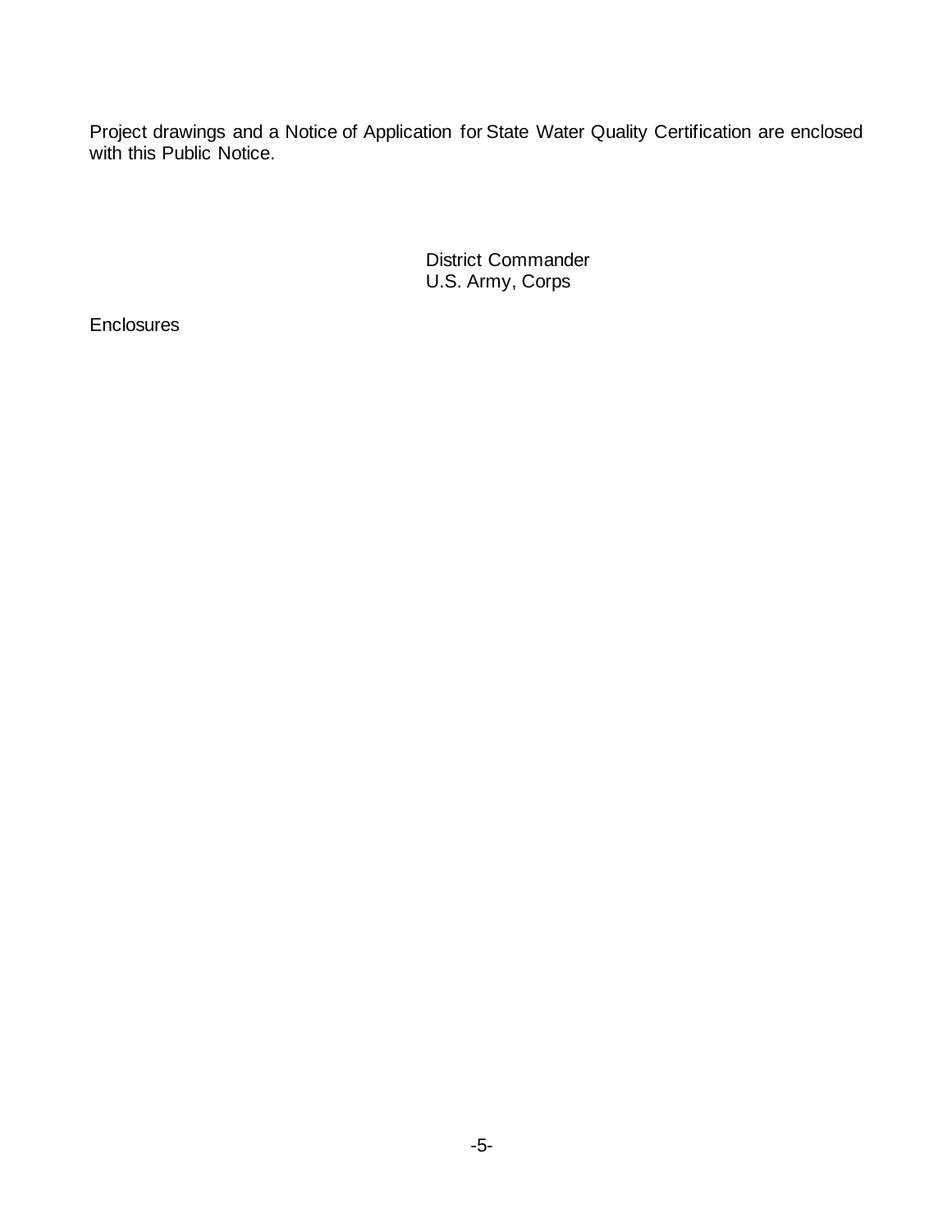Project drawings and a Notice of Application for State Water Quality Certification are enclosed with this Public Notice.

District Commander
U.S. Army, Corps

Enclosures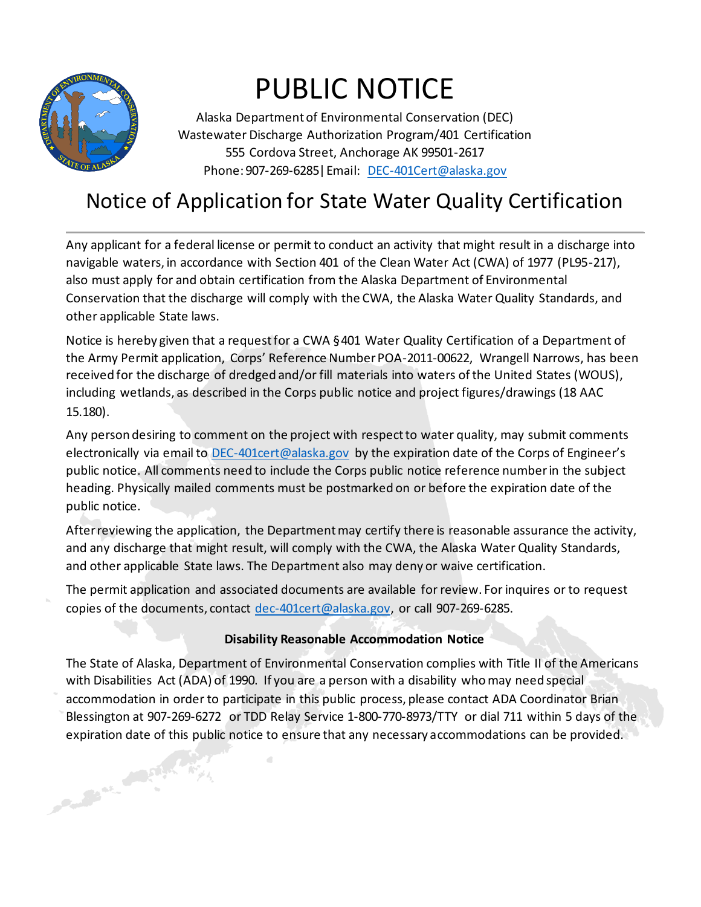# PUBLIC NOTICE

Alaska Department of Environmental Conservation (DEC)
Wastewater Discharge Authorization Program/401 Certification
555 Cordova Street, Anchorage AK 99501-2617
Phone: 907-269-6285| Email: DEC-401Cert@alaska.gov

## Notice of Application for State Water Quality Certification

Any applicant for a federal license or permit to conduct an activity that might result in a discharge into navigable waters, in accordance with Section 401 of the Clean Water Act (CWA) of 1977 (PL95-217), also must apply for and obtain certification from the Alaska Department of Environmental Conservation that the discharge will comply with the CWA, the Alaska Water Quality Standards, and other applicable State laws.

Notice is hereby given that a request for a CWA §401 Water Quality Certification of a Department of the Army Permit application, Corps' Reference Number POA-2011-00622, Wrangell Narrows, has been received for the discharge of dredged and/or fill materials into waters of the United States (WOUS), including wetlands, as described in the Corps public notice and project figures/drawings (18 AAC 15.180).

Any person desiring to comment on the project with respect to water quality, may submit comments electronically via email to DEC-401cert@alaska.gov by the expiration date of the Corps of Engineer's public notice. All comments need to include the Corps public notice reference number in the subject heading. Physically mailed comments must be postmarked on or before the expiration date of the public notice.

After reviewing the application, the Department may certify there is reasonable assurance the activity, and any discharge that might result, will comply with the CWA, the Alaska Water Quality Standards, and other applicable State laws. The Department also may deny or waive certification.

The permit application and associated documents are available for review. For inquires or to request copies of the documents, contact dec-401cert@alaska.gov, or call 907-269-6285.

**Disability Reasonable Accommodation Notice**

The State of Alaska, Department of Environmental Conservation complies with Title II of the Americans with Disabilities Act (ADA) of 1990. If you are a person with a disability who may need special accommodation in order to participate in this public process, please contact ADA Coordinator Brian Blessington at 907-269-6272 or TDD Relay Service 1-800-770-8973/TTY or dial 711 within 5 days of the expiration date of this public notice to ensure that any necessary accommodations can be provided.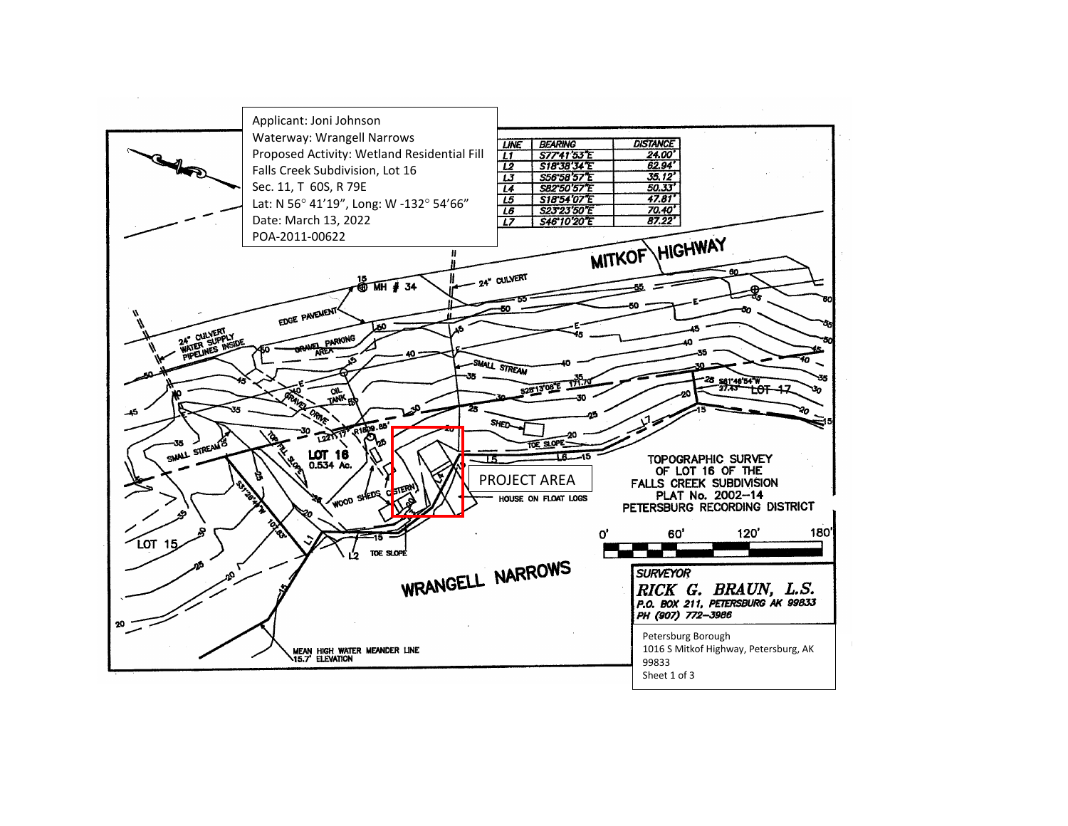Applicant: Joni Johnson
Waterway: Wrangell Narrows
Proposed Activity: Wetland Residential Fill
Falls Creek Subdivision, Lot 16
Sec. 11, T 60S, R 79E
Lat: N 56° 41'19", Long: W -132° 54'66"
Date: March 13, 2022
POA-2011-00622

| LINE | BEARING | DISTANCE |
| --- | --- | --- |
| L1 | S77°41'53"E | 24.00' |
| L2 | S18°38'34"E | 62.94' |
| L3 | S56°58'57"E | 35.12' |
| L4 | S82°50'57"E | 50.33' |
| L5 | S18°54'07"E | 47.81' |
| L6 | S23°23'50"E | 70.40' |
| L7 | S46°10'20"E | 87.22' |

MITKOF HIGHWAY

24" CULVERT

MH # 34

EDGE PAVEMENT

24" CULVERT WATER SUPPLY PIPELINES INSIDE

GRAVEL PARKING AREA

SMALL STREAM

OIL TANK

GRAVEL DRIVE

TOP FILL SLOPE

SHED

TOE SLOPE

LOT 16
0.534 Ac.

LOT 15

LOT 17

WOOD SHEDS

CISTERN

PROJECT AREA

HOUSE ON FLOAT LOGS

TOE SLOPE

WRANGELL NARROWS

MEAN HIGH WATER MEANDER LINE
15.7' ELEVATION

S28°13'08"E 171.70'

S61°46'54"W 27.43'

S31°28'41"W 107.83'

L=221.17' R=1809.85'

TOPOGRAPHIC SURVEY OF LOT 16 OF THE FALLS CREEK SUBDIVISION PLAT No. 2002-14 PETERSBURG RECORDING DISTRICT

0' 60' 120' 180'

SURVEYOR
RICK G. BRAUN, L.S.
P.O. BOX 211, PETERSBURG AK 99833
PH (907) 772-3986

Petersburg Borough
1016 S Mitkof Highway, Petersburg, AK 99833
Sheet 1 of 3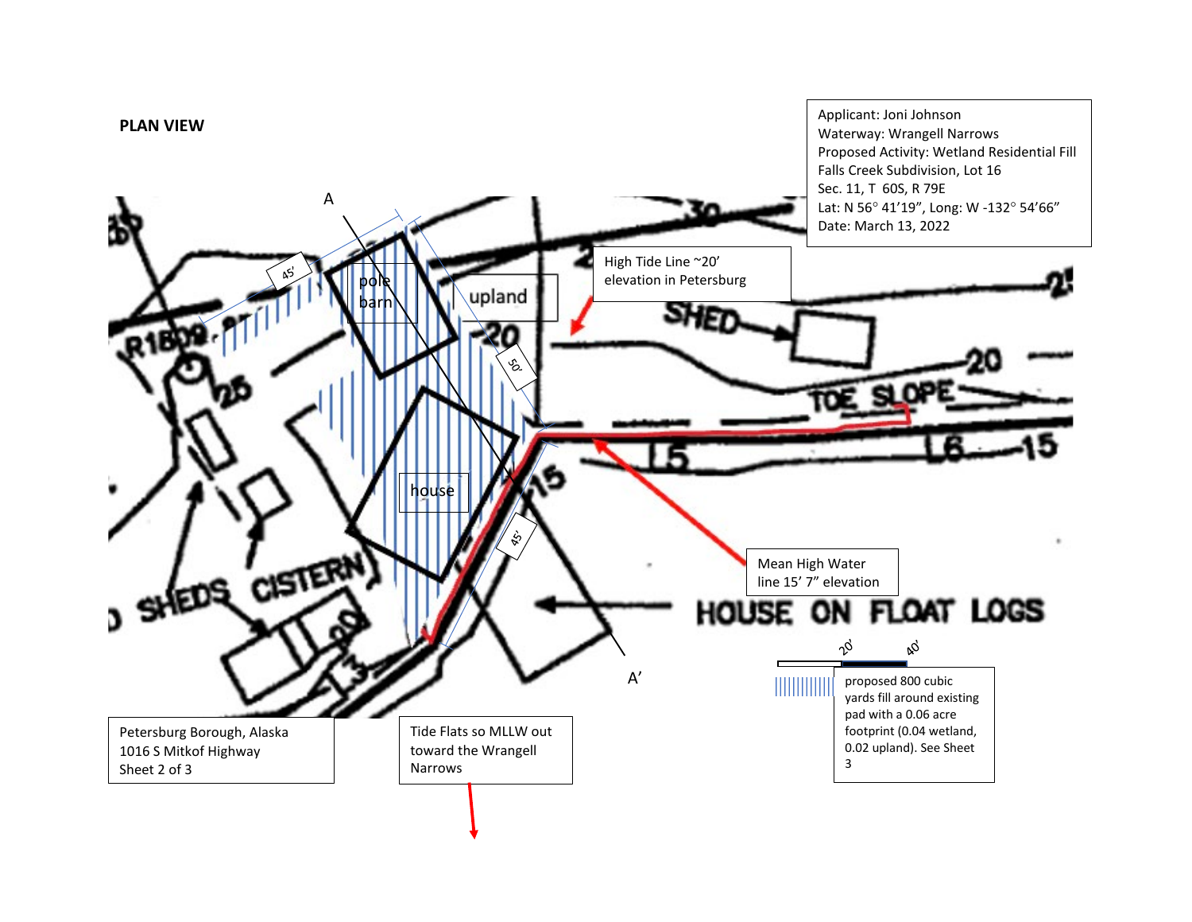**PLAN VIEW**

Applicant: Joni Johnson
Waterway: Wrangell Narrows
Proposed Activity: Wetland Residential Fill
Falls Creek Subdivision, Lot 16
Sec. 11, T 60S, R 79E
Lat: N 56° 41'19", Long: W -132° 54'66"
Date: March 13, 2022

A

45'

pole barn

upland

50'

High Tide Line ~20' elevation in Petersburg

SHED

30

25

20

R1809

TOE SLOPE

house

15

L6

45'

Mean High Water line 15' 7" elevation

SHEDS CISTERN

HOUSE ON FLOAT LOGS

A'

20'

40'

proposed 800 cubic yards fill around existing pad with a 0.06 acre footprint (0.04 wetland, 0.02 upland). See Sheet 3

Petersburg Borough, Alaska
1016 S Mitkof Highway
Sheet 2 of 3

Tide Flats so MLLW out toward the Wrangell Narrows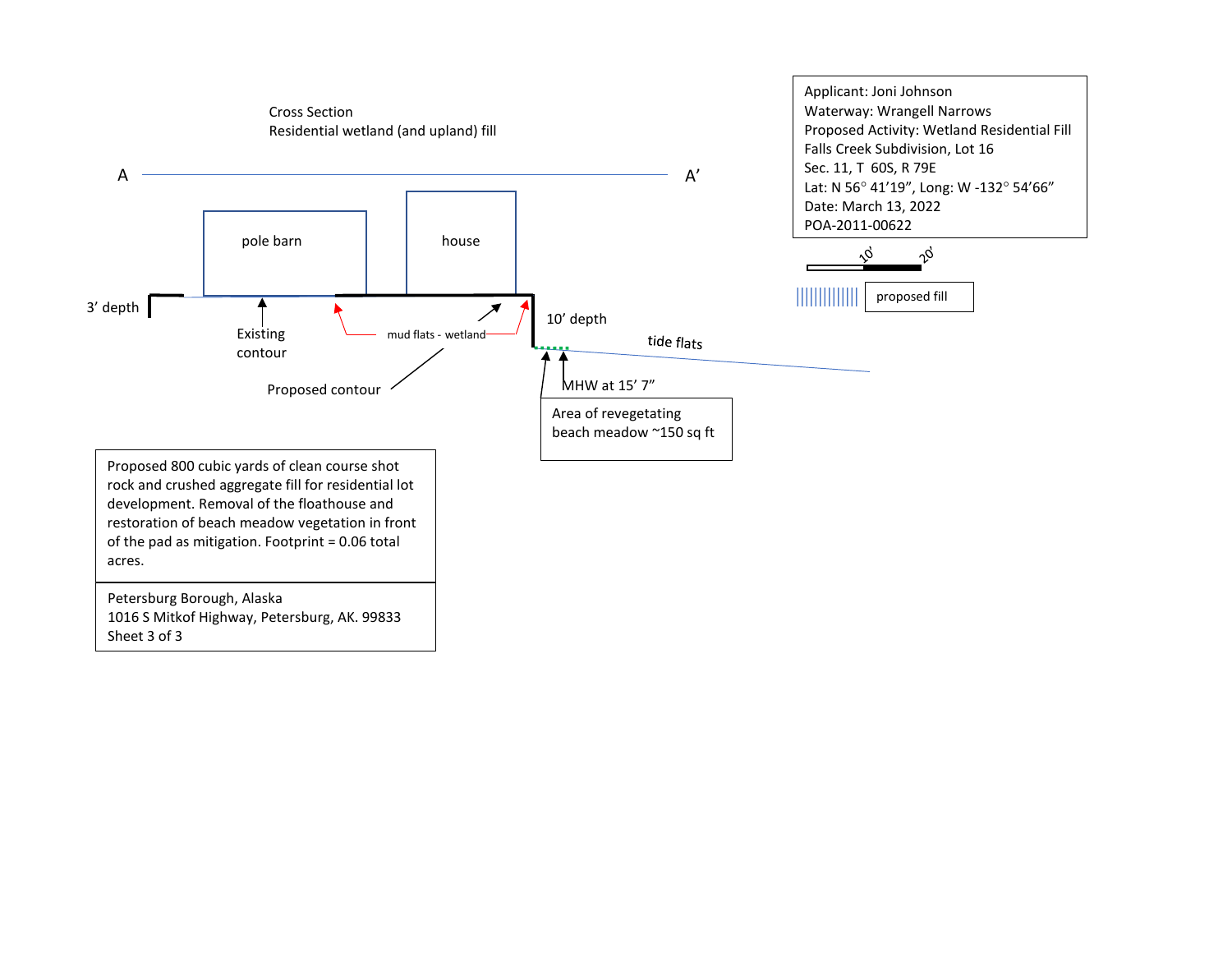Cross Section
Residential wetland (and upland) fill

A

A’

pole barn

house

3’ depth

Existing contour

mud flats - wetland

Proposed contour

10’ depth

tide flats

MHW at 15’ 7”

Area of revegetating beach meadow ~150 sq ft

Applicant: Joni Johnson
Waterway: Wrangell Narrows
Proposed Activity: Wetland Residential Fill
Falls Creek Subdivision, Lot 16
Sec. 11, T 60S, R 79E
Lat: N 56° 41’19”, Long: W -132° 54’66”
Date: March 13, 2022
POA-2011-00622

10’

20’

proposed fill

Proposed 800 cubic yards of clean course shot rock and crushed aggregate fill for residential lot development. Removal of the floathouse and restoration of beach meadow vegetation in front of the pad as mitigation. Footprint = 0.06 total acres.

Petersburg Borough, Alaska
1016 S Mitkof Highway, Petersburg, AK. 99833
Sheet 3 of 3